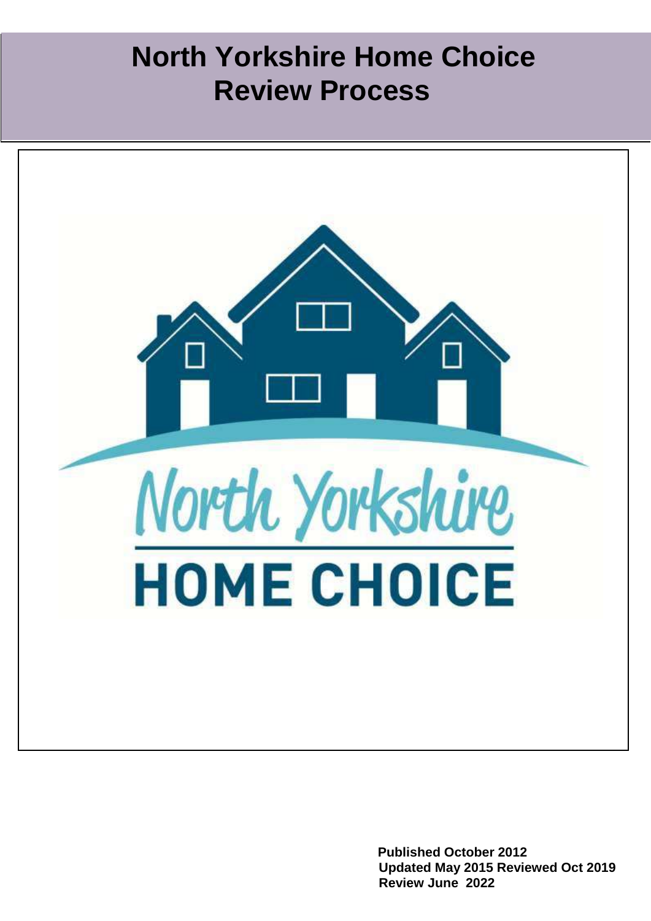# North Yorkshire Home Choice Review Process

North Yorkshire

HOME CHOICE

**Published October 2012**
**Updated May 2015 Reviewed Oct 2019**
**Review June 2022**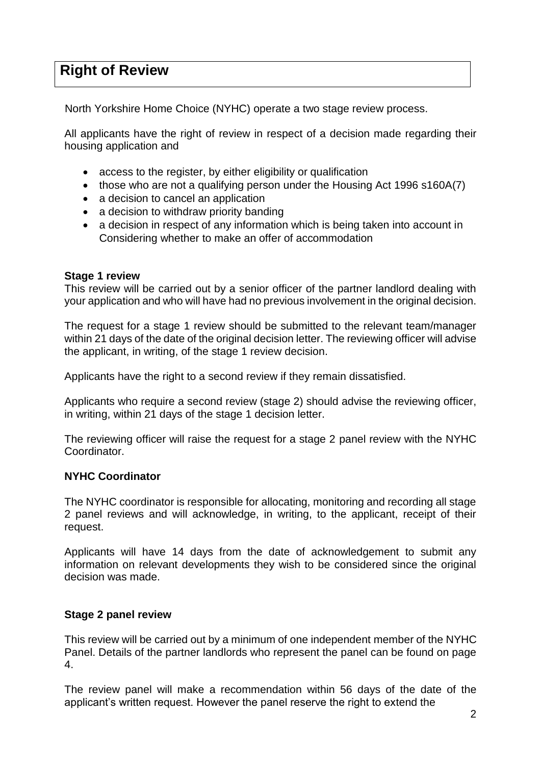## Right of Review

North Yorkshire Home Choice (NYHC) operate a two stage review process.

All applicants have the right of review in respect of a decision made regarding their housing application and

- access to the register, by either eligibility or qualification
- those who are not a qualifying person under the Housing Act 1996 s160A(7)
- a decision to cancel an application
- a decision to withdraw priority banding
- a decision in respect of any information which is being taken into account in Considering whether to make an offer of accommodation

**Stage 1 review**

This review will be carried out by a senior officer of the partner landlord dealing with your application and who will have had no previous involvement in the original decision.

The request for a stage 1 review should be submitted to the relevant team/manager within 21 days of the date of the original decision letter. The reviewing officer will advise the applicant, in writing, of the stage 1 review decision.

Applicants have the right to a second review if they remain dissatisfied.

Applicants who require a second review (stage 2) should advise the reviewing officer, in writing, within 21 days of the stage 1 decision letter.

The reviewing officer will raise the request for a stage 2 panel review with the NYHC Coordinator.

**NYHC Coordinator**

The NYHC coordinator is responsible for allocating, monitoring and recording all stage 2 panel reviews and will acknowledge, in writing, to the applicant, receipt of their request.

Applicants will have 14 days from the date of acknowledgement to submit any information on relevant developments they wish to be considered since the original decision was made.

**Stage 2 panel review**

This review will be carried out by a minimum of one independent member of the NYHC Panel. Details of the partner landlords who represent the panel can be found on page 4.

The review panel will make a recommendation within 56 days of the date of the applicant's written request. However the panel reserve the right to extend the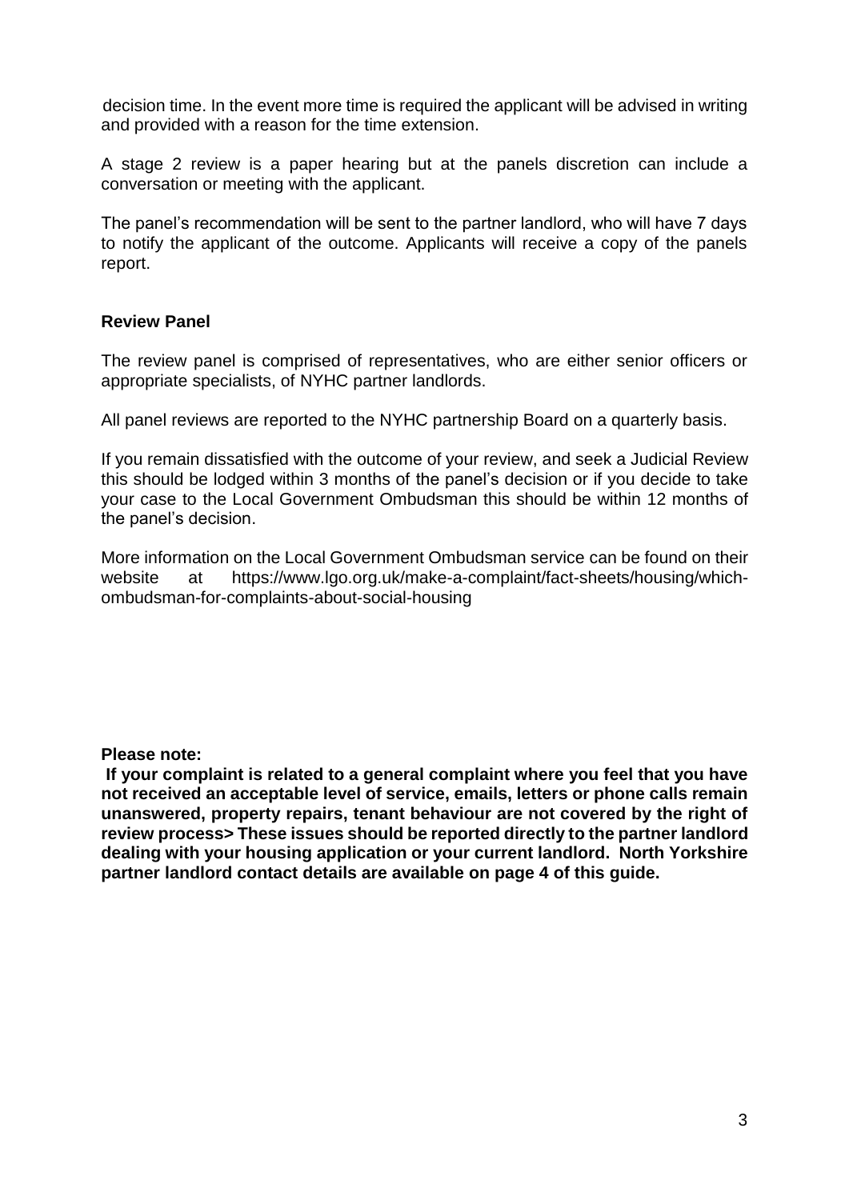decision time. In the event more time is required the applicant will be advised in writing and provided with a reason for the time extension.

A stage 2 review is a paper hearing but at the panels discretion can include a conversation or meeting with the applicant.

The panel's recommendation will be sent to the partner landlord, who will have 7 days to notify the applicant of the outcome. Applicants will receive a copy of the panels report.

**Review Panel**

The review panel is comprised of representatives, who are either senior officers or appropriate specialists, of NYHC partner landlords.

All panel reviews are reported to the NYHC partnership Board on a quarterly basis.

If you remain dissatisfied with the outcome of your review, and seek a Judicial Review this should be lodged within 3 months of the panel's decision or if you decide to take your case to the Local Government Ombudsman this should be within 12 months of the panel's decision.

More information on the Local Government Ombudsman service can be found on their website at https://www.lgo.org.uk/make-a-complaint/fact-sheets/housing/which-ombudsman-for-complaints-about-social-housing

**Please note:**

**If your complaint is related to a general complaint where you feel that you have not received an acceptable level of service, emails, letters or phone calls remain unanswered, property repairs, tenant behaviour are not covered by the right of review process> These issues should be reported directly to the partner landlord dealing with your housing application or your current landlord. North Yorkshire partner landlord contact details are available on page 4 of this guide.**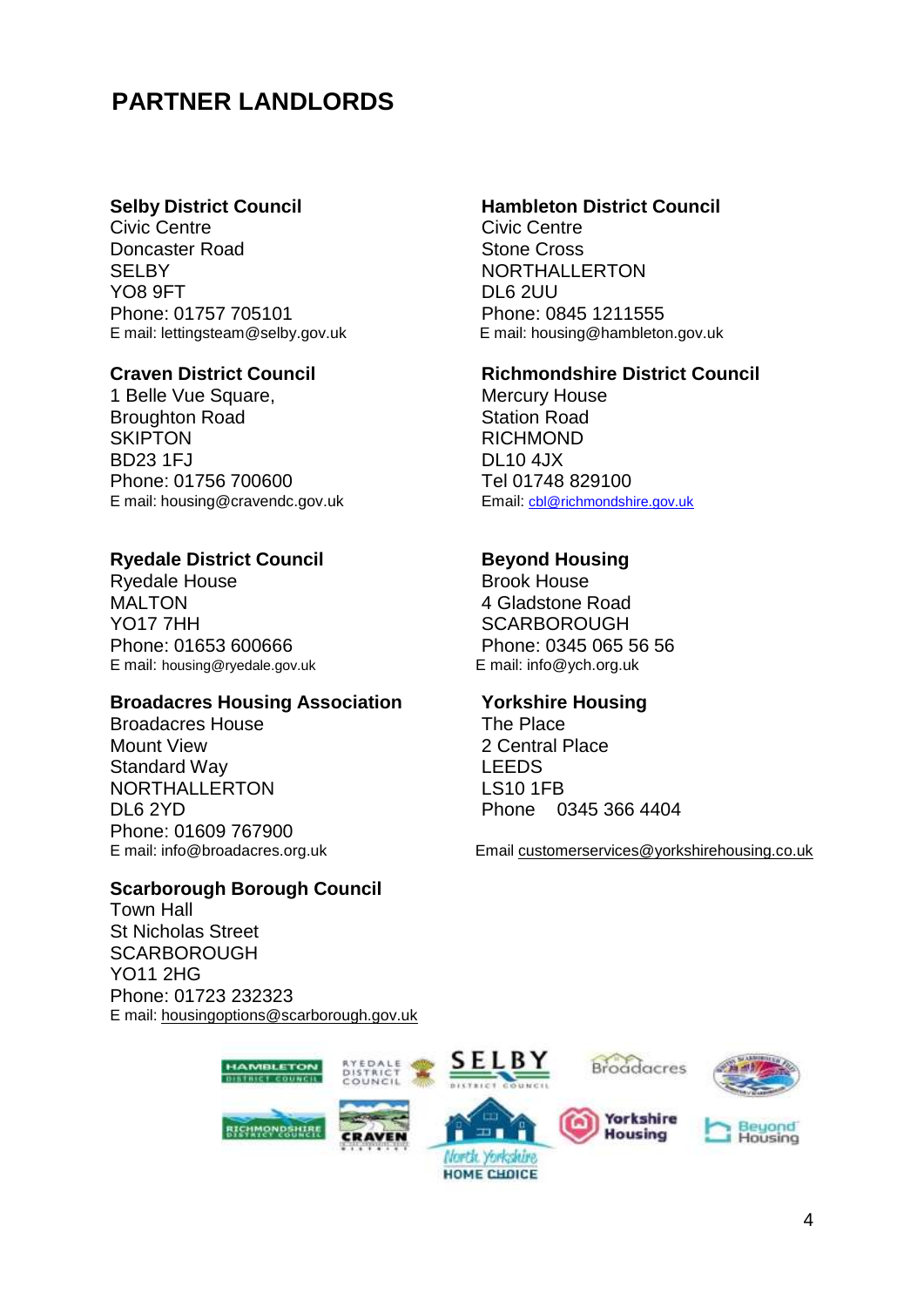# PARTNER LANDLORDS

**Selby District Council**
Civic Centre
Doncaster Road
SELBY
YO8 9FT
Phone: 01757 705101
E mail: lettingsteam@selby.gov.uk

**Craven District Council**
1 Belle Vue Square,
Broughton Road
SKIPTON
BD23 1FJ
Phone: 01756 700600
E mail: housing@cravendc.gov.uk

**Ryedale District Council**
Ryedale House
MALTON
YO17 7HH
Phone: 01653 600666
E mail: housing@ryedale.gov.uk

**Broadacres Housing Association**
Broadacres House
Mount View
Standard Way
NORTHALLERTON
DL6 2YD
Phone: 01609 767900
E mail: info@broadacres.org.uk

**Scarborough Borough Council**
Town Hall
St Nicholas Street
SCARBOROUGH
YO11 2HG
Phone: 01723 232323
E mail: housingoptions@scarborough.gov.uk

**Hambleton District Council**
Civic Centre
Stone Cross
NORTHALLERTON
DL6 2UU
Phone: 0845 1211555
E mail: housing@hambleton.gov.uk

**Richmondshire District Council**
Mercury House
Station Road
RICHMOND
DL10 4JX
Tel 01748 829100
Email: cbl@richmondshire.gov.uk

**Beyond Housing**
Brook House
4 Gladstone Road
SCARBOROUGH
Phone: 0345 065 56 56
E mail: info@ych.org.uk

**Yorkshire Housing**
The Place
2 Central Place
LEEDS
LS10 1FB
Phone 0345 366 4404

Email customerservices@yorkshirehousing.co.uk